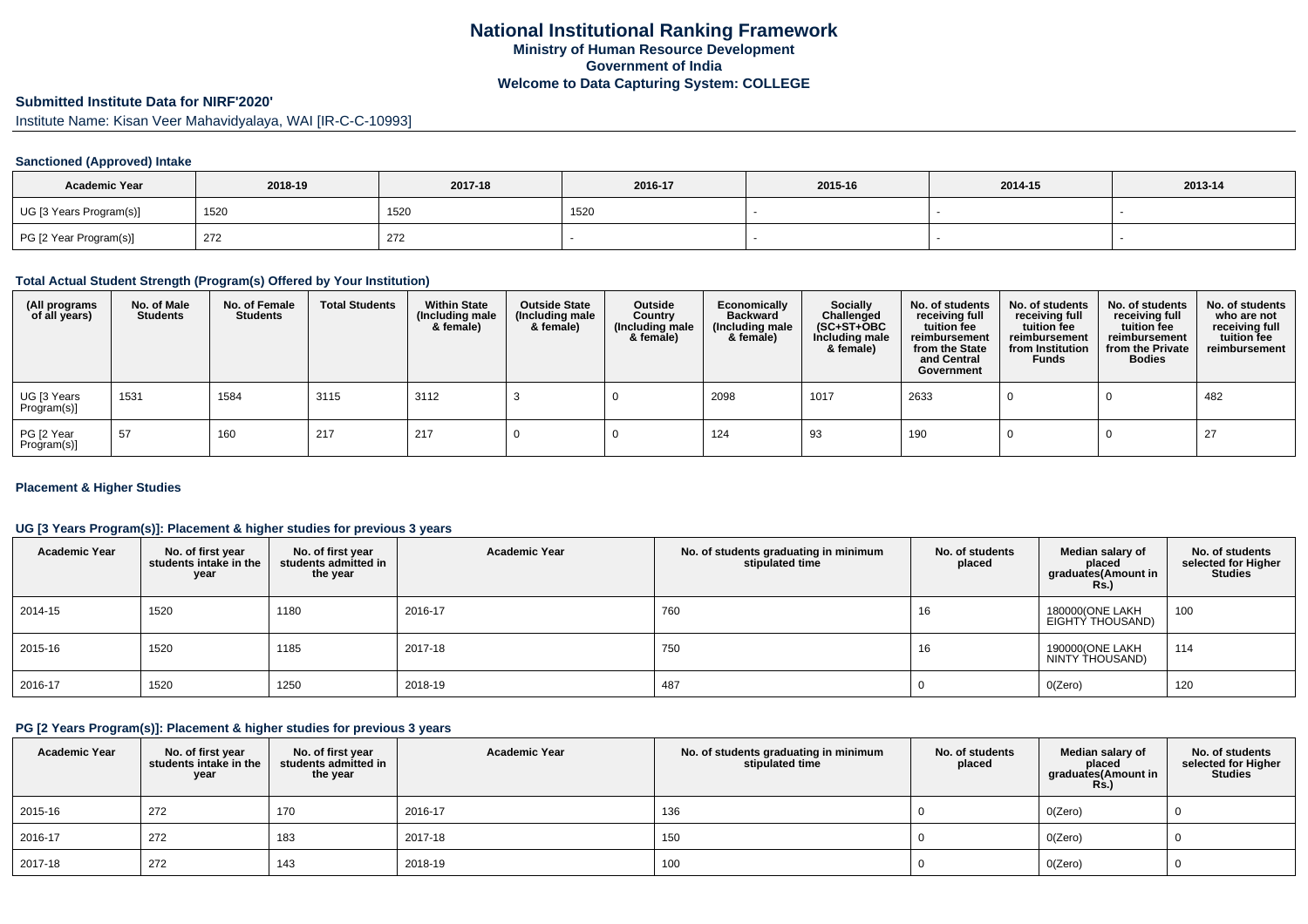# National Institutional Ranking Framework

**Ministry of Human Resource Development**

**Government of India**

**Welcome to Data Capturing System: COLLEGE**

## Submitted Institute Data for NIRF'2020'

Institute Name: Kisan Veer Mahavidyalaya, WAI [IR-C-C-10993]

### Sanctioned (Approved) Intake

| Academic Year | 2018-19 | 2017-18 | 2016-17 | 2015-16 | 2014-15 | 2013-14 |
|---|---|---|---|---|---|---|
| UG [3 Years Program(s)] | 1520 | 1520 | 1520 | - | - | - |
| PG [2 Year Program(s)] | 272 | 272 | - | - | - | - |

### Total Actual Student Strength (Program(s) Offered by Your Institution)

| (All programs of all years) | No. of Male Students | No. of Female Students | Total Students | Within State (Including male & female) | Outside State (Including male & female) | Outside Country (Including male & female) | Economically Backward (Including male & female) | Socially Challenged (SC+ST+OBC Including male & female) | No. of students receiving full tuition fee reimbursement from the State and Central Government | No. of students receiving full tuition fee reimbursement from Institution Funds | No. of students receiving full tuition fee reimbursement from the Private Bodies | No. of students who are not receiving full tuition fee reimbursement |
|---|---|---|---|---|---|---|---|---|---|---|---|---|
| UG [3 Years Program(s)] | 1531 | 1584 | 3115 | 3112 | 3 | 0 | 2098 | 1017 | 2633 | 0 | 0 | 482 |
| PG [2 Year Program(s)] | 57 | 160 | 217 | 217 | 0 | 0 | 124 | 93 | 190 | 0 | 0 | 27 |

### Placement & Higher Studies

#### UG [3 Years Program(s)]: Placement & higher studies for previous 3 years

| Academic Year | No. of first year students intake in the year | No. of first year students admitted in the year | Academic Year | No. of students graduating in minimum stipulated time | No. of students placed | Median salary of placed graduates(Amount in Rs.) | No. of students selected for Higher Studies |
|---|---|---|---|---|---|---|---|
| 2014-15 | 1520 | 1180 | 2016-17 | 760 | 16 | 180000(ONE LAKH EIGHTY THOUSAND) | 100 |
| 2015-16 | 1520 | 1185 | 2017-18 | 750 | 16 | 190000(ONE LAKH NINTY THOUSAND) | 114 |
| 2016-17 | 1520 | 1250 | 2018-19 | 487 | 0 | 0(Zero) | 120 |

#### PG [2 Years Program(s)]: Placement & higher studies for previous 3 years

| Academic Year | No. of first year students intake in the year | No. of first year students admitted in the year | Academic Year | No. of students graduating in minimum stipulated time | No. of students placed | Median salary of placed graduates(Amount in Rs.) | No. of students selected for Higher Studies |
|---|---|---|---|---|---|---|---|
| 2015-16 | 272 | 170 | 2016-17 | 136 | 0 | 0(Zero) | 0 |
| 2016-17 | 272 | 183 | 2017-18 | 150 | 0 | 0(Zero) | 0 |
| 2017-18 | 272 | 143 | 2018-19 | 100 | 0 | 0(Zero) | 0 |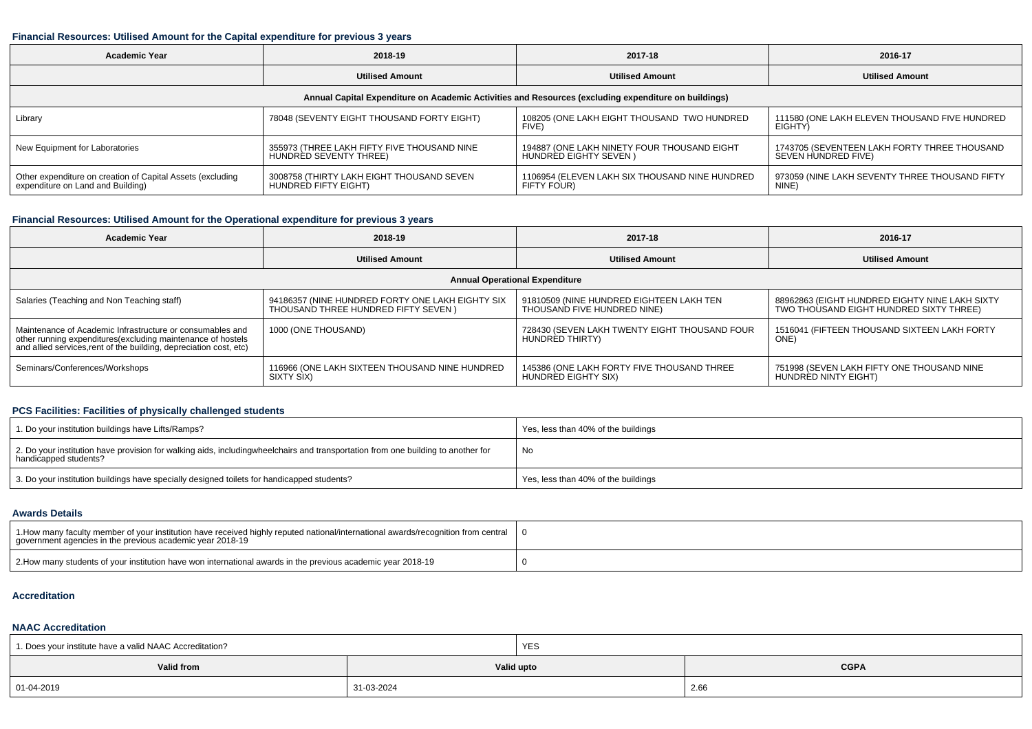### Financial Resources: Utilised Amount for the Capital expenditure for previous 3 years

| Academic Year | 2018-19 | 2017-18 | 2016-17 |
|---|---|---|---|
| | Utilised Amount | Utilised Amount | Utilised Amount |
| Annual Capital Expenditure on Academic Activities and Resources (excluding expenditure on buildings) | | | |
| Library | 78048 (SEVENTY EIGHT THOUSAND FORTY EIGHT) | 108205 (ONE LAKH EIGHT THOUSAND TWO HUNDRED FIVE) | 111580 (ONE LAKH ELEVEN THOUSAND FIVE HUNDRED EIGHTY) |
| New Equipment for Laboratories | 355973 (THREE LAKH FIFTY FIVE THOUSAND NINE HUNDRED SEVENTY THREE) | 194887 (ONE LAKH NINETY FOUR THOUSAND EIGHT HUNDRED EIGHTY SEVEN ) | 1743705 (SEVENTEEN LAKH FORTY THREE THOUSAND SEVEN HUNDRED FIVE) |
| Other expenditure on creation of Capital Assets (excluding expenditure on Land and Building) | 3008758 (THIRTY LAKH EIGHT THOUSAND SEVEN HUNDRED FIFTY EIGHT) | 1106954 (ELEVEN LAKH SIX THOUSAND NINE HUNDRED FIFTY FOUR) | 973059 (NINE LAKH SEVENTY THREE THOUSAND FIFTY NINE) |

### Financial Resources: Utilised Amount for the Operational expenditure for previous 3 years

| Academic Year | 2018-19 | 2017-18 | 2016-17 |
|---|---|---|---|
| | Utilised Amount | Utilised Amount | Utilised Amount |
| Annual Operational Expenditure | | | |
| Salaries (Teaching and Non Teaching staff) | 94186357 (NINE HUNDRED FORTY ONE LAKH EIGHTY SIX THOUSAND THREE HUNDRED FIFTY SEVEN ) | 91810509 (NINE HUNDRED EIGHTEEN LAKH TEN THOUSAND FIVE HUNDRED NINE) | 88962863 (EIGHT HUNDRED EIGHTY NINE LAKH SIXTY TWO THOUSAND EIGHT HUNDRED SIXTY THREE) |
| Maintenance of Academic Infrastructure or consumables and other running expenditures(excluding maintenance of hostels and allied services,rent of the building, depreciation cost, etc) | 1000 (ONE THOUSAND) | 728430 (SEVEN LAKH TWENTY EIGHT THOUSAND FOUR HUNDRED THIRTY) | 1516041 (FIFTEEN THOUSAND SIXTEEN LAKH FORTY ONE) |
| Seminars/Conferences/Workshops | 116966 (ONE LAKH SIXTEEN THOUSAND NINE HUNDRED SIXTY SIX) | 145386 (ONE LAKH FORTY FIVE THOUSAND THREE HUNDRED EIGHTY SIX) | 751998 (SEVEN LAKH FIFTY ONE THOUSAND NINE HUNDRED NINTY EIGHT) |

### PCS Facilities: Facilities of physically challenged students

| | |
|---|---|
| 1. Do your institution buildings have Lifts/Ramps? | Yes, less than 40% of the buildings |
| 2. Do your institution have provision for walking aids, includingwheelchairs and transportation from one building to another for handicapped students? | No |
| 3. Do your institution buildings have specially designed toilets for handicapped students? | Yes, less than 40% of the buildings |

### Awards Details

| | |
|---|---|
| 1.How many faculty member of your institution have received highly reputed national/international awards/recognition from central government agencies in the previous academic year 2018-19 | 0 |
| 2.How many students of your institution have won international awards in the previous academic year 2018-19 | 0 |

### Accreditation

### NAAC Accreditation

| 1. Does your institute have a valid NAAC Accreditation? | YES | |
|---|---|---|
| Valid from | Valid upto | CGPA |
| 01-04-2019 | 31-03-2024 | 2.66 |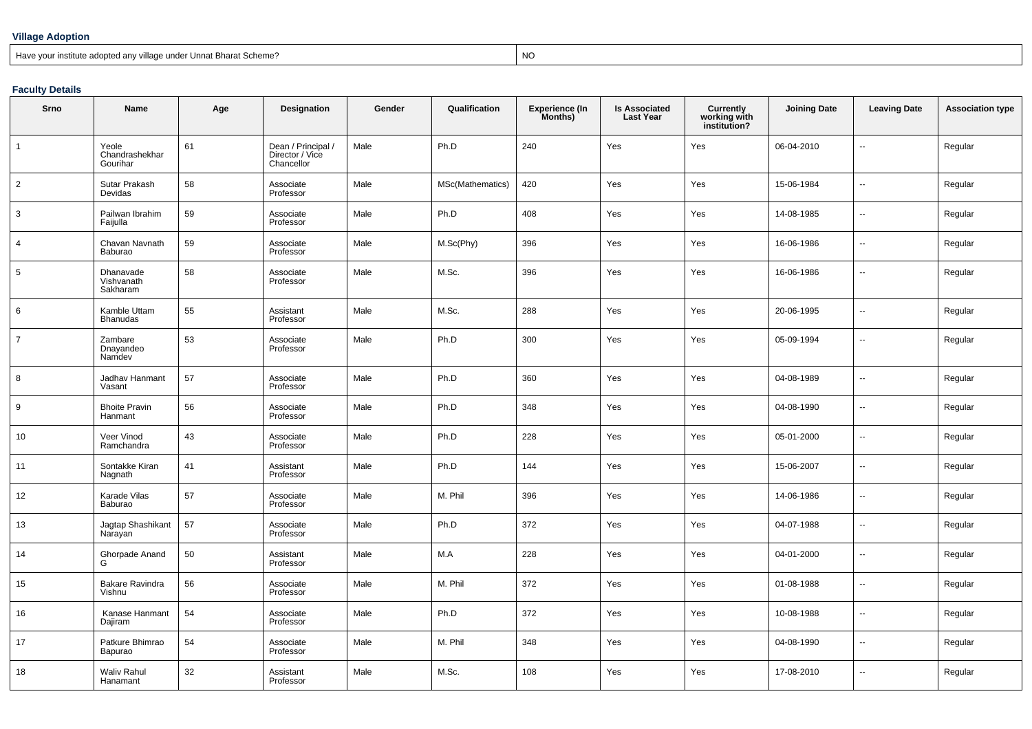### Village Adoption

| Have your institute adopted any village under Unnat Bharat Scheme? | NO |
|---|---|

### Faculty Details

| Srno | Name | Age | Designation | Gender | Qualification | Experience (In Months) | Is Associated Last Year | Currently working with institution? | Joining Date | Leaving Date | Association type |
|---|---|---|---|---|---|---|---|---|---|---|---|
| 1 | Yeole Chandrashekhar Gourihar | 61 | Dean / Principal / Director / Vice Chancellor | Male | Ph.D | 240 | Yes | Yes | 06-04-2010 | -- | Regular |
| 2 | Sutar Prakash Devidas | 58 | Associate Professor | Male | MSc(Mathematics) | 420 | Yes | Yes | 15-06-1984 | -- | Regular |
| 3 | Pailwan Ibrahim Faijulla | 59 | Associate Professor | Male | Ph.D | 408 | Yes | Yes | 14-08-1985 | -- | Regular |
| 4 | Chavan Navnath Baburao | 59 | Associate Professor | Male | M.Sc(Phy) | 396 | Yes | Yes | 16-06-1986 | -- | Regular |
| 5 | Dhanavade Vishvanath Sakharam | 58 | Associate Professor | Male | M.Sc. | 396 | Yes | Yes | 16-06-1986 | -- | Regular |
| 6 | Kamble Uttam Bhanudas | 55 | Assistant Professor | Male | M.Sc. | 288 | Yes | Yes | 20-06-1995 | -- | Regular |
| 7 | Zambare Dnayandeo Namdev | 53 | Associate Professor | Male | Ph.D | 300 | Yes | Yes | 05-09-1994 | -- | Regular |
| 8 | Jadhav Hanmant Vasant | 57 | Associate Professor | Male | Ph.D | 360 | Yes | Yes | 04-08-1989 | -- | Regular |
| 9 | Bhoite Pravin Hanmant | 56 | Associate Professor | Male | Ph.D | 348 | Yes | Yes | 04-08-1990 | -- | Regular |
| 10 | Veer Vinod Ramchandra | 43 | Associate Professor | Male | Ph.D | 228 | Yes | Yes | 05-01-2000 | -- | Regular |
| 11 | Sontakke Kiran Nagnath | 41 | Assistant Professor | Male | Ph.D | 144 | Yes | Yes | 15-06-2007 | -- | Regular |
| 12 | Karade Vilas Baburao | 57 | Associate Professor | Male | M. Phil | 396 | Yes | Yes | 14-06-1986 | -- | Regular |
| 13 | Jagtap Shashikant Narayan | 57 | Associate Professor | Male | Ph.D | 372 | Yes | Yes | 04-07-1988 | -- | Regular |
| 14 | Ghorpade Anand G | 50 | Assistant Professor | Male | M.A | 228 | Yes | Yes | 04-01-2000 | -- | Regular |
| 15 | Bakare Ravindra Vishnu | 56 | Associate Professor | Male | M. Phil | 372 | Yes | Yes | 01-08-1988 | -- | Regular |
| 16 | Kanase Hanmant Dajiram | 54 | Associate Professor | Male | Ph.D | 372 | Yes | Yes | 10-08-1988 | -- | Regular |
| 17 | Patkure Bhimrao Bapurao | 54 | Associate Professor | Male | M. Phil | 348 | Yes | Yes | 04-08-1990 | -- | Regular |
| 18 | Waliv Rahul Hanamant | 32 | Assistant Professor | Male | M.Sc. | 108 | Yes | Yes | 17-08-2010 | -- | Regular |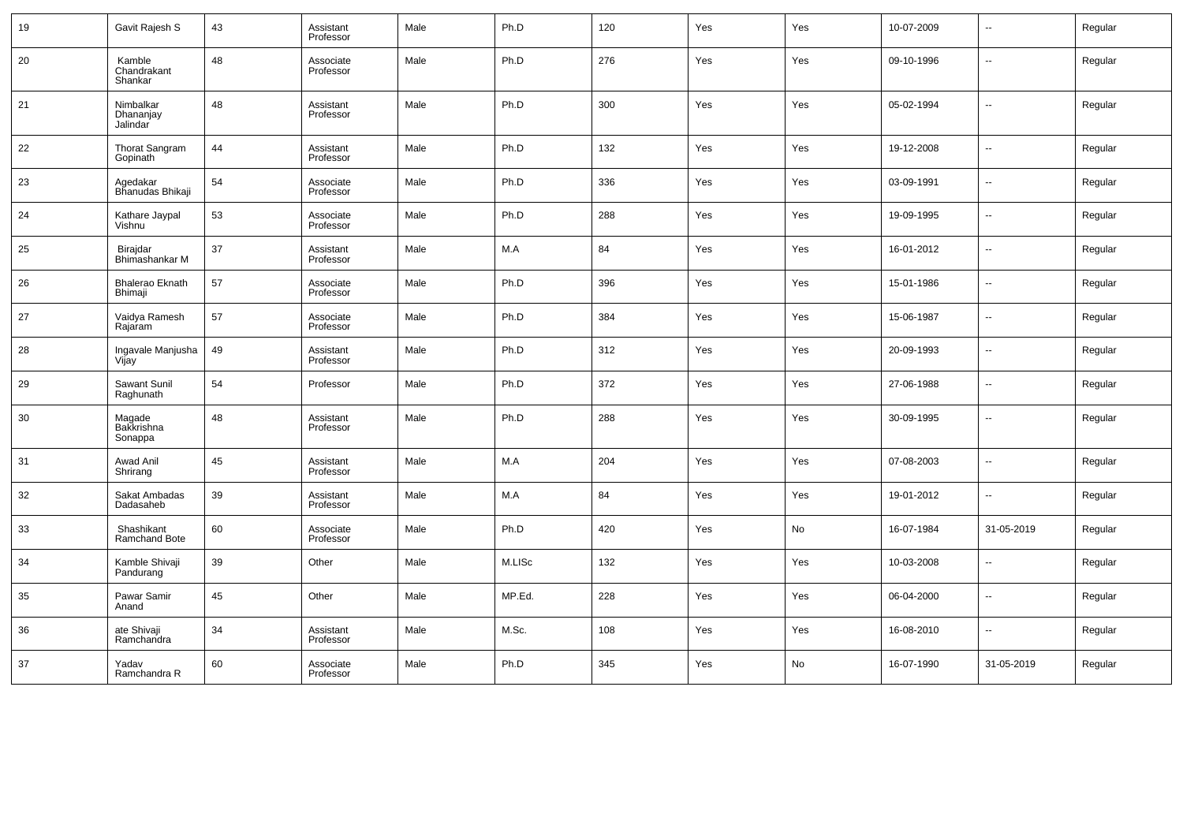| | | | | | | | | | | | |
|---|---|---|---|---|---|---|---|---|---|---|---|
| 19 | Gavit Rajesh S | 43 | Assistant Professor | Male | Ph.D | 120 | Yes | Yes | 10-07-2009 | -- | Regular |
| 20 | Kamble Chandrakant Shankar | 48 | Associate Professor | Male | Ph.D | 276 | Yes | Yes | 09-10-1996 | -- | Regular |
| 21 | Nimbalkar Dhananjay Jalindar | 48 | Assistant Professor | Male | Ph.D | 300 | Yes | Yes | 05-02-1994 | -- | Regular |
| 22 | Thorat Sangram Gopinath | 44 | Assistant Professor | Male | Ph.D | 132 | Yes | Yes | 19-12-2008 | -- | Regular |
| 23 | Agedakar Bhanudas Bhikaji | 54 | Associate Professor | Male | Ph.D | 336 | Yes | Yes | 03-09-1991 | -- | Regular |
| 24 | Kathare Jaypal Vishnu | 53 | Associate Professor | Male | Ph.D | 288 | Yes | Yes | 19-09-1995 | -- | Regular |
| 25 | Birajdar Bhimashankar M | 37 | Assistant Professor | Male | M.A | 84 | Yes | Yes | 16-01-2012 | -- | Regular |
| 26 | Bhalerao Eknath Bhimaji | 57 | Associate Professor | Male | Ph.D | 396 | Yes | Yes | 15-01-1986 | -- | Regular |
| 27 | Vaidya Ramesh Rajaram | 57 | Associate Professor | Male | Ph.D | 384 | Yes | Yes | 15-06-1987 | -- | Regular |
| 28 | Ingavale Manjusha Vijay | 49 | Assistant Professor | Male | Ph.D | 312 | Yes | Yes | 20-09-1993 | -- | Regular |
| 29 | Sawant Sunil Raghunath | 54 | Professor | Male | Ph.D | 372 | Yes | Yes | 27-06-1988 | -- | Regular |
| 30 | Magade Bakkrishna Sonappa | 48 | Assistant Professor | Male | Ph.D | 288 | Yes | Yes | 30-09-1995 | -- | Regular |
| 31 | Awad Anil Shrirang | 45 | Assistant Professor | Male | M.A | 204 | Yes | Yes | 07-08-2003 | -- | Regular |
| 32 | Sakat Ambadas Dadasaheb | 39 | Assistant Professor | Male | M.A | 84 | Yes | Yes | 19-01-2012 | -- | Regular |
| 33 | Shashikant Ramchand Bote | 60 | Associate Professor | Male | Ph.D | 420 | Yes | No | 16-07-1984 | 31-05-2019 | Regular |
| 34 | Kamble Shivaji Pandurang | 39 | Other | Male | M.LISc | 132 | Yes | Yes | 10-03-2008 | -- | Regular |
| 35 | Pawar Samir Anand | 45 | Other | Male | MP.Ed. | 228 | Yes | Yes | 06-04-2000 | -- | Regular |
| 36 | ate Shivaji Ramchandra | 34 | Assistant Professor | Male | M.Sc. | 108 | Yes | Yes | 16-08-2010 | -- | Regular |
| 37 | Yadav Ramchandra R | 60 | Associate Professor | Male | Ph.D | 345 | Yes | No | 16-07-1990 | 31-05-2019 | Regular |